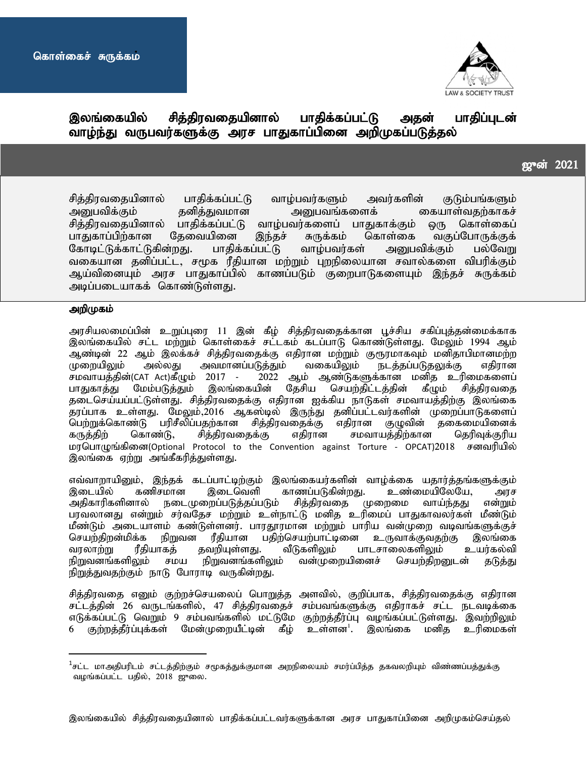கொள்கைச் சுருக்கம்

LAW & SOCIETY TRUST

# இலங்கையில் சித்திரவதையினால் பாதிக்கப்பட்டு அதன் பாதிப்புடன் வாழ்ந்து வருபவர்களுக்கு அரச பாதுகாப்பினை அறிமுகப்படுத்தல்

ஜூன் 2021

சித்திரவதையினால் பாதிக்கப்பட்டு வாழ்பவர்களும் அவர்களின் குடும்பங்களும் அனுபவிக்கும் தனித்துவமான அனுபவங்களைக் கையாள்வதற்காகச் சித்திரவதையினால் பாதிக்கப்பட்டு வாழ்பவர்களைப் பாதுகாக்கும் ஒரு கொள்கைப் பாதுகாப்பிற்கான தேவையினை இந்தச் சுருக்கம் கொள்கை வகுப்போருக்குக் கோடிட்டுக்காட்டுகின்றது. பாதிக்கப்பட்டு வாழ்பவர்கள் அனுபவிக்கும் பல்வேறு வகையான தனிப்பட்ட, சமூக ரீதியான மற்றும் புறநிலையான சவால்களை விபரிக்கும் ஆய்வினையும் அரச பாதுகாப்பில் காணப்படும் குறைபாடுகளையும் இந்தச் சுருக்கம் அடிப்படையாகக் கொண்டுள்ளது.

## அறிமுகம்

அரசியலமைப்பின் உறுப்புரை 11 இன் கீழ் சித்திரவதைக்கான பூச்சிய சகிப்புத்தன்மைக்காக இலங்கையில் சட்ட மற்றும் கொள்கைச் சட்டகம் கடப்பாடு கொண்டுள்ளது. மேலும் 1994 ஆம் ஆண்டின் 22 ஆம் இலக்கச் சித்திரவதைக்கு எதிரான மற்றும் குரூரமாகவும் மனிதாபிமானமற்ற முறையிலும் அல்லது அவமானப்படுத்தும் வகையிலும் நடத்தப்படுதலுக்கு எதிரான சமவாயத்தின்(CAT Act)கீழும் 2017 - 2022 ஆம் ஆண்டுகளுக்கான மனித உரிமைகளைப் பாதுகாத்து மேம்படுத்தும் இலங்கையின் தேசிய செயற்திட்டத்தின் கீழும் சித்திரவதை தடைசெய்யப்பட்டுள்ளது. சித்திரவதைக்கு எதிரான ஐக்கிய நாடுகள் சமவாயத்திற்கு இலங்கை தரப்பாக உள்ளது. மேலும்,2016 ஆகஸ்டில் இருந்து தனிப்பட்டவர்களின் முறைப்பாடுகளைப் பெற்றுக்கொண்டு பரிசீலிப்பதற்கான சித்திரவதைக்கு எதிரான குழுவின் தகைமையினைக் கருத்திற் கொண்டு, சித்திரவதைக்கு எதிரான சமவாயத்திற்கான தெரிவுக்குரிய மரபொழுங்கினை(Optional Protocol to the Convention against Torture - OPCAT)2018 சனவரியில் இலங்கை ஏற்று அங்கீகரித்துள்ளது.

எவ்வாறாயினும், இந்தக் கடப்பாட்டிற்கும் இலங்கையர்களின் வாழ்க்கை யதார்த்தங்களுக்கும் இடையில் கணிசமான இடைவெளி காணப்படுகின்றது. உண்மையிலேயே, அரச அதிகாரிகளினால் நடைமுறைப்படுத்தப்படும் சித்திரவதை முறைமை வாய்ந்தது என்றும் பரவலானது என்றும் சர்வதேச மற்றும் உள்நாட்டு மனித உரிமைப் பாதுகாவலர்கள் மீண்டும் மீண்டும் அடையாளம் கண்டுள்ளனர். பாரதூரமான மற்றும் பாரிய வன்முறை வடிவங்களுக்குச் செயற்திறன்மிக்க நிறுவன ரீதியான பதிற்செயற்பாட்டினை உருவாக்குவதற்கு இலங்கை வரலாற்று ரீதியாகத் தவறியுள்ளது. வீடுகளிலும் பாடசாலைகளிலும் உயர்கல்வி நிறுவனங்களிலும் சமய நிறுவனங்களிலும் வன்முறையினைச் செயற்திறனுடன் தடுத்து நிறுத்துவதற்கும் நாடு போராடி வருகின்றது.

சித்திரவதை எனும் குற்றச்செயலைப் பொறுத்த அளவில், குறிப்பாக, சித்திரவதைக்கு எதிரான சட்டத்தின் 26 வருடங்களில், 47 சித்திரவதைச் சம்பவங்களுக்கு எதிராகச் சட்ட நடவடிக்கை எடுக்கப்பட்டு வெறும் 9 சம்பவங்களில் மட்டுமே குற்றத்தீர்ப்பு வழங்கப்பட்டுள்ளது. இவற்றிலும் 6 குற்றத்தீர்ப்புக்கள் மேன்முறையீட்டின் கீழ் உள்ளன[1]. இலங்கை மனித உரிமைகள்

[1] சட்ட மாஅதிபரிடம் சட்டத்திற்கும் சமூகத்துக்குமான அறநிலையம் சமர்ப்பித்த தகவலறியும் விண்ணப்பத்துக்கு வழங்கப்பட்ட பதில், 2018 ஜூலை.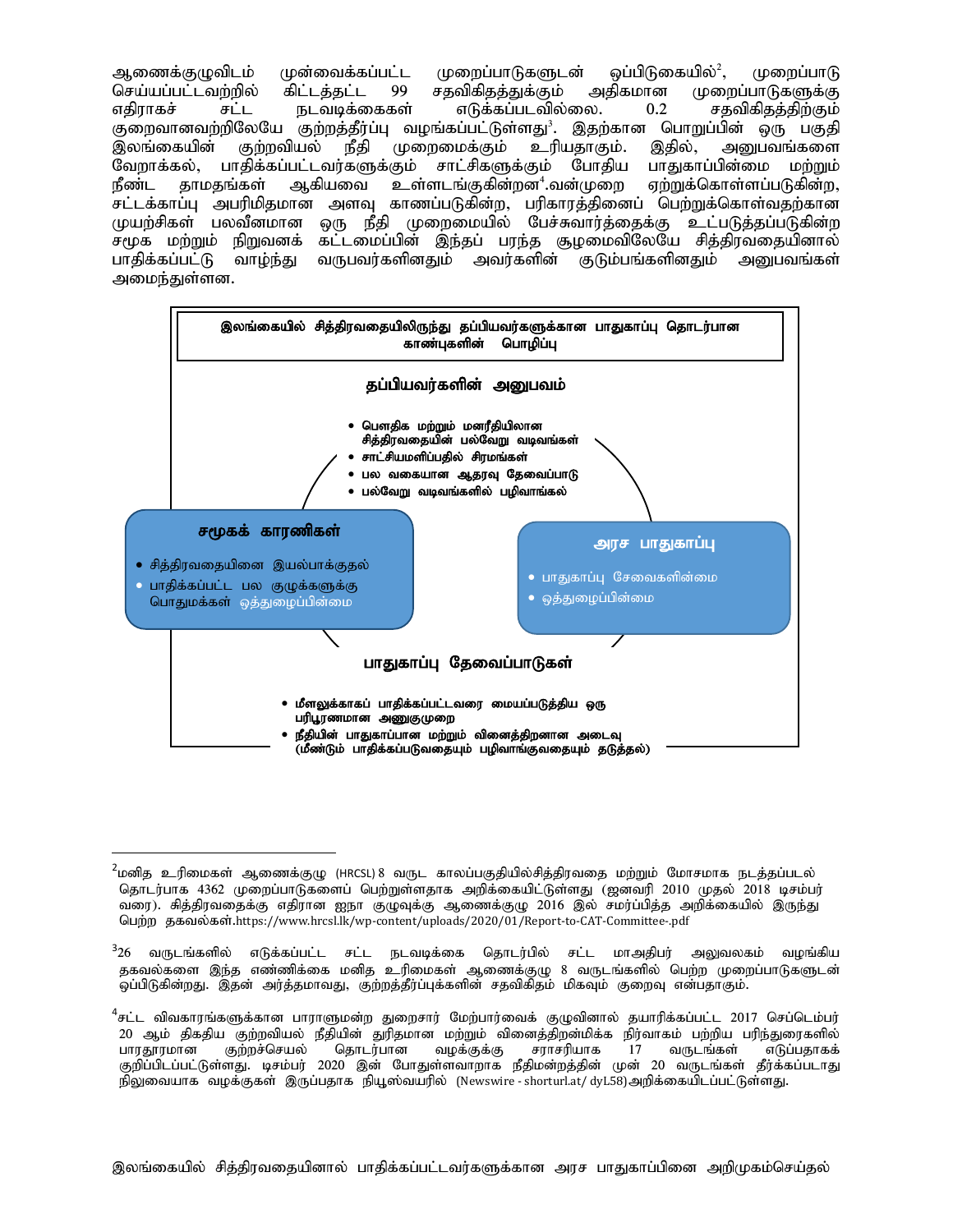ஆணைக்குழுவிடம் முன்வைக்கப்பட்ட முறைப்பாடுகளுடன் ஒப்பிடுகையில்[2], முறைப்பாடு செய்யப்பட்டவற்றில் கிட்டத்தட்ட 99 சதவிகிதத்துக்கும் அதிகமான முறைப்பாடுகளுக்கு எதிராகச் சட்ட நடவடிக்கைகள் எடுக்கப்படவில்லை. 0.2 சதவிகிதத்திற்கும் குறைவானவற்றிலேயே குற்றத்தீர்ப்பு வழங்கப்பட்டுள்ளது[3]. இதற்கான பொறுப்பின் ஒரு பகுதி இலங்கையின் குற்றவியல் நீதி முறைமைக்கும் உரியதாகும். இதில், அனுபவங்களை வேறாக்கல், பாதிக்கப்பட்டவர்களுக்கும் சாட்சிகளுக்கும் போதிய பாதுகாப்பின்மை மற்றும் நீண்ட தாமதங்கள் ஆகியவை உள்ளடங்குகின்றன[4].வன்முறை ஏற்றுக்கொள்ளப்படுகின்ற, சட்டக்காப்பு அபரிமிதமான அளவு காணப்படுகின்ற, பரிகாரத்தினைப் பெற்றுக்கொள்வதற்கான முயற்சிகள் பலவீனமான ஒரு நீதி முறைமையில் பேச்சுவார்த்தைக்கு உட்படுத்தப்படுகின்ற சமூக மற்றும் நிறுவனக் கட்டமைப்பின் இந்தப் பரந்த சூழமைவிலேயே சித்திரவதையினால் பாதிக்கப்பட்டு வாழ்ந்து வருபவர்களினதும் அவர்களின் குடும்பங்களினதும் அனுபவங்கள் அமைந்துள்ளன.

**இலங்கையில் சித்திரவதையிலிருந்து தப்பியவர்களுக்கான பாதுகாப்பு தொடர்பான காண்புகளின் பொழிப்பு**

**தப்பியவர்களின் அனுபவம்**

- பௌதிக மற்றும் மனரீதியிலான சித்திரவதையின் பல்வேறு வடிவங்கள்
- சாட்சியமளிப்பதில் சிரமங்கள்
- பல வகையான ஆதரவு தேவைப்பாடு
- பல்வேறு வடிவங்களில் பழிவாங்கல்

**சமூகக் காரணிகள்**

- சித்திரவதையினை இயல்பாக்குதல்
- பாதிக்கப்பட்ட பல குழுக்களுக்கு பொதுமக்கள் ஒத்துழைப்பின்மை

**அரச பாதுகாப்பு**

- பாதுகாப்பு சேவைகளின்மை
- ஒத்துழைப்பின்மை

**பாதுகாப்பு தேவைப்பாடுகள்**

- மீளலுக்காகப் பாதிக்கப்பட்டவரை மையப்படுத்திய ஒரு பரிபூரணமான அணுகுமுறை
- நீதியின் பாதுகாப்பான மற்றும் வினைத்திறனான அடைவு (மீண்டும் பாதிக்கப்படுவதையும் பழிவாங்குவதையும் தடுத்தல்)

---

[2] மனித உரிமைகள் ஆணைக்குழு (HRCSL) 8 வருட காலப்பகுதியில்சித்திரவதை மற்றும் மோசமாக நடத்தப்படல் தொடர்பாக 4362 முறைப்பாடுகளைப் பெற்றுள்ளதாக அறிக்கையிட்டுள்ளது (ஜனவரி 2010 முதல் 2018 டிசம்பர் வரை). சித்திரவதைக்கு எதிரான ஐநா குழுவுக்கு ஆணைக்குழு 2016 இல் சமர்ப்பித்த அறிக்கையில் இருந்து பெற்ற தகவல்கள்.https://www.hrcsl.lk/wp-content/uploads/2020/01/Report-to-CAT-Committee-.pdf

[3] 26 வருடங்களில் எடுக்கப்பட்ட சட்ட நடவடிக்கை தொடர்பில் சட்ட மாஅதிபர் அலுவலகம் வழங்கிய தகவல்களை இந்த எண்ணிக்கை மனித உரிமைகள் ஆணைக்குழு 8 வருடங்களில் பெற்ற முறைப்பாடுகளுடன் ஒப்பிடுகின்றது. இதன் அர்த்தமாவது, குற்றத்தீர்ப்புக்களின் சதவிகிதம் மிகவும் குறைவு என்பதாகும்.

[4] சட்ட விவகாரங்களுக்கான பாராளுமன்ற துறைசார் மேற்பார்வைக் குழுவினால் தயாரிக்கப்பட்ட 2017 செப்டெம்பர் 20 ஆம் திகதிய குற்றவியல் நீதியின் துரிதமான மற்றும் வினைத்திறன்மிக்க நிர்வாகம் பற்றிய பரிந்துரைகளில் பாரதூரமான குற்றச்செயல் தொடர்பான வழக்குக்கு சராசரியாக 17 வருடங்கள் எடுப்பதாகக் குறிப்பிடப்பட்டுள்ளது. டிசம்பர் 2020 இன் போதுள்ளவாறாக நீதிமன்றத்தின் முன் 20 வருடங்கள் தீர்க்கப்படாது நிலுவையாக வழக்குகள் இருப்பதாக நியூஸ்வயரில் (Newswire - shorturl.at/ dyL58) அறிக்கையிடப்பட்டுள்ளது.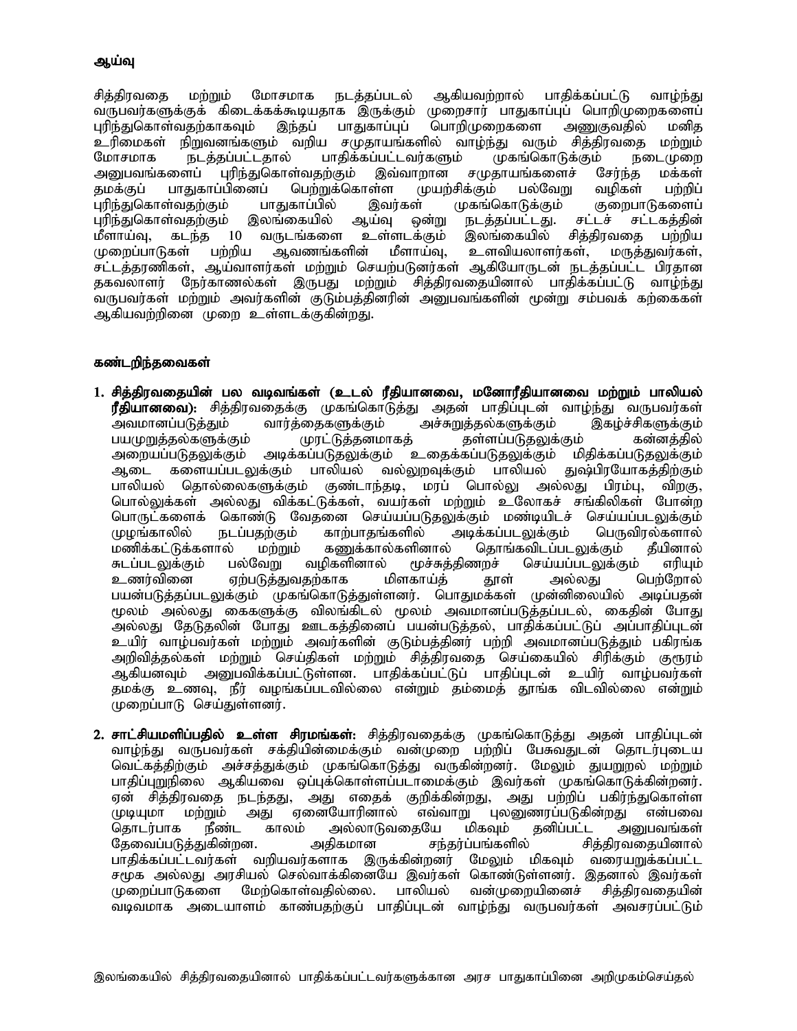## ஆய்வு

சித்திரவதை மற்றும் மோசமாக நடத்தப்படல் ஆகியவற்றால் பாதிக்கப்பட்டு வாழ்ந்து வருபவர்களுக்குக் கிடைக்கக்கூடியதாக இருக்கும் முறைசார் பாதுகாப்புப் பொறிமுறைகளைப் புரிந்துகொள்வதற்காகவும் இந்தப் பாதுகாப்புப் பொறிமுறைகளை அணுகுவதில் மனித உரிமைகள் நிறுவனங்களும் வறிய சமுதாயங்களில் வாழ்ந்து வரும் சித்திரவதை மற்றும் மோசமாக நடத்தப்பட்டதால் பாதிக்கப்பட்டவர்களும் முகங்கொடுக்கும் நடைமுறை அனுபவங்களைப் புரிந்துகொள்வதற்கும் இவ்வாறான சமுதாயங்களைச் சேர்ந்த மக்கள் தமக்குப் பாதுகாப்பினைப் பெற்றுக்கொள்ள முயற்சிக்கும் பல்வேறு வழிகள் பற்றிப் புரிந்துகொள்வதற்கும் பாதுகாப்பில் இவர்கள் முகங்கொடுக்கும் குறைபாடுகளைப் புரிந்துகொள்வதற்கும் இலங்கையில் ஆய்வு ஒன்று நடத்தப்பட்டது. சட்டச் சட்டகத்தின் மீளாய்வு, கடந்த 10 வருடங்களை உள்ளடக்கும் இலங்கையில் சித்திரவதை பற்றிய முறைப்பாடுகள் பற்றிய ஆவணங்களின் மீளாய்வு, உளவியலாளர்கள், மருத்துவர்கள், சட்டத்தரணிகள், ஆய்வாளர்கள் மற்றும் செயற்படுனர்கள் ஆகியோருடன் நடத்தப்பட்ட பிரதான தகவலாளர் நேர்காணல்கள் இருபது மற்றும் சித்திரவதையினால் பாதிக்கப்பட்டு வாழ்ந்து வருபவர்கள் மற்றும் அவர்களின் குடும்பத்தினரின் அனுபவங்களின் மூன்று சம்பவக் கற்கைகள் ஆகியவற்றினை முறை உள்ளடக்குகின்றது.

## கண்டறிந்தவைகள்

1. **சித்திரவதையின் பல வடிவங்கள் (உடல் ரீதியானவை, மனோரீதியானவை மற்றும் பாலியல் ரீதியானவை):** சித்திரவதைக்கு முகங்கொடுத்து அதன் பாதிப்புடன் வாழ்ந்து வருபவர்கள் அவமானப்படுத்தும் வார்த்தைகளுக்கும் அச்சுறுத்தல்களுக்கும் இகழ்ச்சிகளுக்கும் பயமுறுத்தல்களுக்கும் முரட்டுத்தனமாகத் தள்ளப்படுதலுக்கும் கன்னத்தில் அறையப்படுதலுக்கும் அடிக்கப்படுதலுக்கும் உதைக்கப்படுதலுக்கும் மிதிக்கப்படுதலுக்கும் ஆடை களையப்படலுக்கும் பாலியல் வல்லுறவுக்கும் பாலியல் துஷ்பிரயோகத்திற்கும் பாலியல் தொல்லைகளுக்கும் குண்டாந்தடி, மரப் பொல்லு அல்லது பிரம்பு, விறகு, பொல்லுக்கள் அல்லது விக்கட்டுக்கள், வயர்கள் மற்றும் உலோகச் சங்கிலிகள் போன்ற பொருட்களைக் கொண்டு வேதனை செய்யப்படுதலுக்கும் மண்டியிடச் செய்யப்படலுக்கும் முழங்காலில் நடப்பதற்கும் காற்பாதங்களில் அடிக்கப்படலுக்கும் பெருவிரல்களால் மணிக்கட்டுக்களால் மற்றும் கணுக்கால்களினால் தொங்கவிடப்படலுக்கும் தீயினால் சுடப்படலுக்கும் பல்வேறு வழிகளினால் மூச்சுத்திணறச் செய்யப்படலுக்கும் எரியும் உணர்வினை ஏற்படுத்துவதற்காக மிளகாய்த் தூள் அல்லது பெற்றோல் பயன்படுத்தப்படலுக்கும் முகங்கொடுத்துள்ளனர். பொதுமக்கள் முன்னிலையில் அடிப்பதன் மூலம் அல்லது கைகளுக்கு விலங்கிடல் மூலம் அவமானப்படுத்தப்படல், கைதின் போது அல்லது தேடுதலின் போது ஊடகத்தினைப் பயன்படுத்தல், பாதிக்கப்பட்டுப் அப்பாதிப்புடன் உயிர் வாழ்பவர்கள் மற்றும் அவர்களின் குடும்பத்தினர் பற்றி அவமானப்படுத்தும் பகிரங்க அறிவித்தல்கள் மற்றும் செய்திகள் மற்றும் சித்திரவதை செய்கையில் சிரிக்கும் குரூரம் ஆகியனவும் அனுபவிக்கப்பட்டுள்ளன. பாதிக்கப்பட்டுப் பாதிப்புடன் உயிர் வாழ்பவர்கள் தமக்கு உணவு, நீர் வழங்கப்படவில்லை என்றும் தம்மைத் தூங்க விடவில்லை என்றும் முறைப்பாடு செய்துள்ளனர்.

2. **சாட்சியமளிப்பதில் உள்ள சிரமங்கள்:** சித்திரவதைக்கு முகங்கொடுத்து அதன் பாதிப்புடன் வாழ்ந்து வருபவர்கள் சக்தியின்மைக்கும் வன்முறை பற்றிப் பேசுவதுடன் தொடர்புடைய வெட்கத்திற்கும் அச்சத்துக்கும் முகங்கொடுத்து வருகின்றனர். மேலும் துயருறல் மற்றும் பாதிப்புறுநிலை ஆகியவை ஒப்புக்கொள்ளப்படாமைக்கும் இவர்கள் முகங்கொடுக்கின்றனர். ஏன் சித்திரவதை நடந்தது, அது எதைக் குறிக்கின்றது, அது பற்றிப் பகிர்ந்துகொள்ள முடியுமா மற்றும் அது ஏனையோரினால் எவ்வாறு புலனுணரப்படுகின்றது என்பவை தொடர்பாக நீண்ட காலம் அல்லாடுவதையே மிகவும் தனிப்பட்ட அனுபவங்கள் தேவைப்படுத்துகின்றன. அதிகமான சந்தர்ப்பங்களில் சித்திரவதையினால் பாதிக்கப்பட்டவர்கள் வறியவர்களாக இருக்கின்றனர் மேலும் மிகவும் வரையறுக்கப்பட்ட சமூக அல்லது அரசியல் செல்வாக்கினையே இவர்கள் கொண்டுள்ளனர். இதனால் இவர்கள் முறைப்பாடுகளை மேற்கொள்வதில்லை. பாலியல் வன்முறையினைச் சித்திரவதையின் வடிவமாக அடையாளம் காண்பதற்குப் பாதிப்புடன் வாழ்ந்து வருபவர்கள் அவசரப்பட்டும்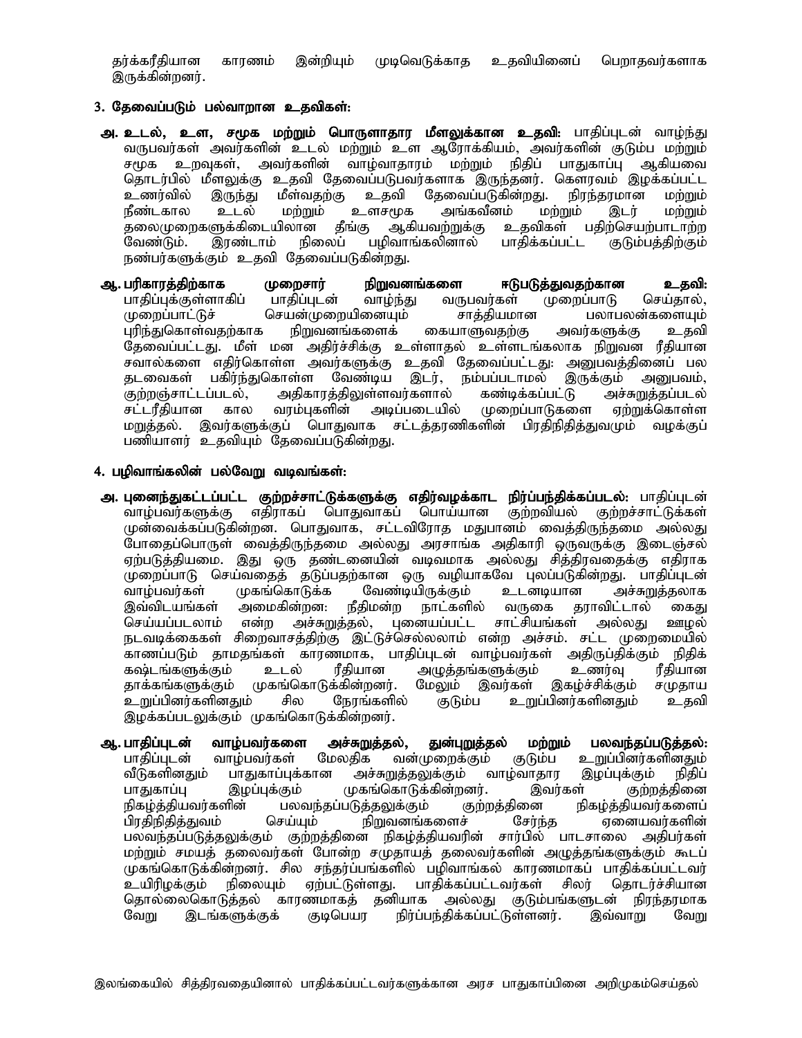தர்க்கரீதியான காரணம் இன்றியும் முடிவெடுக்காத உதவியினைப் பெறாதவர்களாக இருக்கின்றனர்.

### 3. தேவைப்படும் பல்வாறான உதவிகள்:

**அ. உடல், உள, சமூக மற்றும் பொருளாதார மீளலுக்கான உதவி:** பாதிப்புடன் வாழ்ந்து வருபவர்கள் அவர்களின் உடல் மற்றும் உள ஆரோக்கியம், அவர்களின் குடும்ப மற்றும் சமூக உறவுகள், அவர்களின் வாழ்வாதாரம் மற்றும் நிதிப் பாதுகாப்பு ஆகியவை தொடர்பில் மீளலுக்கு உதவி தேவைப்படுபவர்களாக இருந்தனர். கௌரவம் இழக்கப்பட்ட உணர்வில் இருந்து மீள்வதற்கு உதவி தேவைப்படுகின்றது. நிரந்தரமான மற்றும் நீண்டகால உடல் மற்றும் உளசமூக அங்கவீனம் மற்றும் இடர் மற்றும் தலைமுறைகளுக்கிடையிலான தீங்கு ஆகியவற்றுக்கு உதவிகள் பதிற்செயற்பாடாற்ற வேண்டும். இரண்டாம் நிலைப் பழிவாங்கலினால் பாதிக்கப்பட்ட குடும்பத்திற்கும் நண்பர்களுக்கும் உதவி தேவைப்படுகின்றது.

**ஆ. பரிகாரத்திற்காக முறைசார் நிறுவனங்களை ஈடுபடுத்துவதற்கான உதவி:** பாதிப்புக்குள்ளாகிப் பாதிப்புடன் வாழ்ந்து வருபவர்கள் முறைப்பாடு செய்தால், முறைப்பாட்டுச் செயன்முறையினையும் சாத்தியமான பலாபலன்களையும் புரிந்துகொள்வதற்காக நிறுவனங்களைக் கையாளுவதற்கு அவர்களுக்கு உதவி தேவைப்பட்டது. மீள் மன அதிர்ச்சிக்கு உள்ளாதல் உள்ளடங்கலாக நிறுவன ரீதியான சவால்களை எதிர்கொள்ள அவர்களுக்கு உதவி தேவைப்பட்டது: அனுபவத்தினைப் பல தடவைகள் பகிர்ந்துகொள்ள வேண்டிய இடர், நம்பப்படாமல் இருக்கும் அனுபவம், குற்றஞ்சாட்டப்படல், அதிகாரத்திலுள்ளவர்களால் கண்டிக்கப்பட்டு அச்சுறுத்தப்படல் சட்டரீதியான கால வரம்புகளின் அடிப்படையில் முறைப்பாடுகளை ஏற்றுக்கொள்ள மறுத்தல். இவர்களுக்குப் பொதுவாக சட்டத்தரணிகளின் பிரதிநிதித்துவமும் வழக்குப் பணியாளர் உதவியும் தேவைப்படுகின்றது.

### 4. பழிவாங்கலின் பல்வேறு வடிவங்கள்:

**அ. புனைந்துகட்டப்பட்ட குற்றச்சாட்டுக்களுக்கு எதிர்வழக்காட நிர்ப்பந்திக்கப்படல்:** பாதிப்புடன் வாழ்பவர்களுக்கு எதிராகப் பொதுவாகப் பொய்யான குற்றவியல் குற்றச்சாட்டுக்கள் முன்வைக்கப்படுகின்றன. பொதுவாக, சட்டவிரோத மதுபானம் வைத்திருந்தமை அல்லது போதைப்பொருள் வைத்திருந்தமை அல்லது அரசாங்க அதிகாரி ஒருவருக்கு இடைஞ்சல் ஏற்படுத்தியமை. இது ஒரு தண்டனையின் வடிவமாக அல்லது சித்திரவதைக்கு எதிராக முறைப்பாடு செய்வதைத் தடுப்பதற்கான ஒரு வழியாகவே புலப்படுகின்றது. பாதிப்புடன் வாழ்பவர்கள் முகங்கொடுக்க வேண்டியிருக்கும் உடனடியான அச்சுறுத்தலாக இவ்விடயங்கள் அமைகின்றன: நீதிமன்ற நாட்களில் வருகை தராவிட்டால் கைது செய்யப்படலாம் என்ற அச்சுறுத்தல், புனையப்பட்ட சாட்சியங்கள் அல்லது ஊழல் நடவடிக்கைகள் சிறைவாசத்திற்கு இட்டுச்செல்லலாம் என்ற அச்சம். சட்ட முறைமையில் காணப்படும் தாமதங்கள் காரணமாக, பாதிப்புடன் வாழ்பவர்கள் அதிருப்திக்கும் நிதிக் கஷ்டங்களுக்கும் உடல் ரீதியான அழுத்தங்களுக்கும் உணர்வு ரீதியான தாக்கங்களுக்கும் முகங்கொடுக்கின்றனர். மேலும் இவர்கள் இகழ்ச்சிக்கும் சமுதாய உறுப்பினர்களினதும் சில நேரங்களில் குடும்ப உறுப்பினர்களினதும் உதவி இழக்கப்படலுக்கும் முகங்கொடுக்கின்றனர்.

**ஆ. பாதிப்புடன் வாழ்பவர்களை அச்சுறுத்தல், துன்புறுத்தல் மற்றும் பலவந்தப்படுத்தல்:** பாதிப்புடன் வாழ்பவர்கள் மேலதிக வன்முறைக்கும் குடும்ப உறுப்பினர்களினதும் வீடுகளினதும் பாதுகாப்புக்கான அச்சுறுத்தலுக்கும் வாழ்வாதார இழப்புக்கும் நிதிப் பாதுகாப்பு இழப்புக்கும் முகங்கொடுக்கின்றனர். இவர்கள் குற்றத்தினை நிகழ்த்தியவர்களின் பலவந்தப்படுத்தலுக்கும் குற்றத்தினை நிகழ்த்தியவர்களைப் பிரதிநிதித்துவம் செய்யும் நிறுவனங்களைச் சேர்ந்த ஏனையவர்களின் பலவந்தப்படுத்தலுக்கும் குற்றத்தினை நிகழ்த்தியவரின் சார்பில் பாடசாலை அதிபர்கள் மற்றும் சமயத் தலைவர்கள் போன்ற சமுதாயத் தலைவர்களின் அழுத்தங்களுக்கும் கூடப் முகங்கொடுக்கின்றனர். சில சந்தர்ப்பங்களில் பழிவாங்கல் காரணமாகப் பாதிக்கப்பட்டவர் உயிரிழக்கும் நிலையும் ஏற்பட்டுள்ளது. பாதிக்கப்பட்டவர்கள் சிலர் தொடர்ச்சியான தொல்லைகொடுத்தல் காரணமாகத் தனியாக அல்லது குடும்பங்களுடன் நிரந்தரமாக வேறு இடங்களுக்குக் குடிபெயர நிர்ப்பந்திக்கப்பட்டுள்ளனர். இவ்வாறு வேறு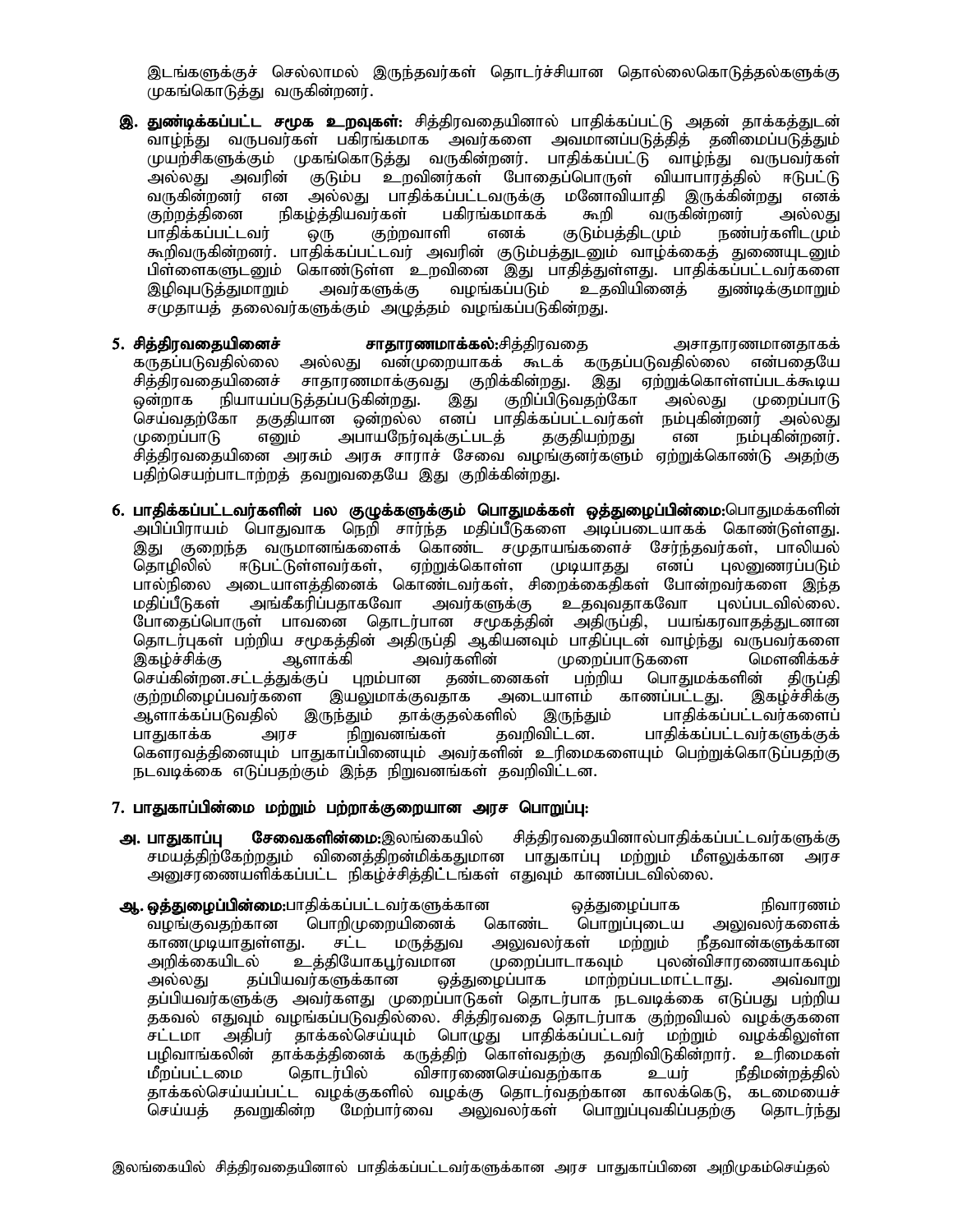இடங்களுக்குச் செல்லாமல் இருந்தவர்கள் தொடர்ச்சியான தொல்லைகொடுத்தல்களுக்கு முகங்கொடுத்து வருகின்றனர்.

**இ. துண்டிக்கப்பட்ட சமூக உறவுகள்:** சித்திரவதையினால் பாதிக்கப்பட்டு அதன் தாக்கத்துடன் வாழ்ந்து வருபவர்கள் பகிரங்கமாக அவர்களை அவமானப்படுத்தித் தனிமைப்படுத்தும் முயற்சிகளுக்கும் முகங்கொடுத்து வருகின்றனர். பாதிக்கப்பட்டு வாழ்ந்து வருபவர்கள் அல்லது அவரின் குடும்ப உறவினர்கள் போதைப்பொருள் வியாபாரத்தில் ஈடுபட்டு வருகின்றனர் என அல்லது பாதிக்கப்பட்டவருக்கு மனோவியாதி இருக்கின்றது எனக் குற்றத்தினை நிகழ்த்தியவர்கள் பகிரங்கமாகக் கூறி வருகின்றனர் அல்லது பாதிக்கப்பட்டவர் ஒரு குற்றவாளி எனக் குடும்பத்திடமும் நண்பர்களிடமும் கூறிவருகின்றனர். பாதிக்கப்பட்டவர் அவரின் குடும்பத்துடனும் வாழ்க்கைத் துணையுடனும் பிள்ளைகளுடனும் கொண்டுள்ள உறவினை இது பாதித்துள்ளது. பாதிக்கப்பட்டவர்களை இழிவுபடுத்துமாறும் அவர்களுக்கு வழங்கப்படும் உதவியினைத் துண்டிக்குமாறும் சமுதாயத் தலைவர்களுக்கும் அழுத்தம் வழங்கப்படுகின்றது.

**5. சித்திரவதையினைச் சாதாரணமாக்கல்:** சித்திரவதை அசாதாரணமானதாகக் கருதப்படுவதில்லை அல்லது வன்முறையாகக் கூடக் கருதப்படுவதில்லை என்பதையே சித்திரவதையினைச் சாதாரணமாக்குவது குறிக்கின்றது. இது ஏற்றுக்கொள்ளப்படக்கூடிய ஒன்றாக நியாயப்படுத்தப்படுகின்றது. இது குறிப்பிடுவதற்கோ அல்லது முறைப்பாடு செய்வதற்கோ தகுதியான ஒன்றல்ல எனப் பாதிக்கப்பட்டவர்கள் நம்புகின்றனர் அல்லது முறைப்பாடு எனும் அபாயநேர்வுக்குட்படத் தகுதியற்றது என நம்புகின்றனர். சித்திரவதையினை அரசும் அரசு சாரார் சேவை வழங்குனர்களும் ஏற்றுக்கொண்டு அதற்கு பதிற்செயற்பாடாற்றத் தவறுவதையே இது குறிக்கின்றது.

**6. பாதிக்கப்பட்டவர்களின் பல குழுக்களுக்கும் பொதுமக்கள் ஒத்துழைப்பின்மை:** பொதுமக்களின் அபிப்பிராயம் பொதுவாக நெறி சார்ந்த மதிப்பீடுகளை அடிப்படையாகக் கொண்டுள்ளது. இது குறைந்த வருமானங்களைக் கொண்ட சமுதாயங்களைச் சேர்ந்தவர்கள், பாலியல் தொழிலில் ஈடுபட்டுள்ளவர்கள், ஏற்றுக்கொள்ள முடியாதது எனப் புலனுணரப்படும் பால்நிலை அடையாளத்தினைக் கொண்டவர்கள், சிறைக்கைதிகள் போன்றவர்களை இந்த மதிப்பீடுகள் அங்கீகரிப்பதாகவோ அவர்களுக்கு உதவுவதாகவோ புலப்படவில்லை. போதைப்பொருள் பாவனை தொடர்பான சமூகத்தின் அதிருப்தி, பயங்கரவாதத்துடனான தொடர்புகள் பற்றிய சமூகத்தின் அதிருப்தி ஆகியனவும் பாதிப்புடன் வாழ்ந்து வருபவர்களை இகழ்ச்சிக்கு ஆளாக்கி அவர்களின் முறைப்பாடுகளை மௌனிக்கச் செய்கின்றன. சட்டத்துக்குப் புறம்பான தண்டனைகள் பற்றிய பொதுமக்களின் திருப்தி குற்றமிழைப்பவர்களை இயலுமாக்குவதாக அடையாளம் காணப்பட்டது. இகழ்ச்சிக்கு ஆளாக்கப்படுவதில் இருந்தும் தாக்குதல்களில் இருந்தும் பாதிக்கப்பட்டவர்களைப் பாதுகாக்க அரச நிறுவனங்கள் தவறிவிட்டன. பாதிக்கப்பட்டவர்களுக்குக் கௌரவத்தினையும் பாதுகாப்பினையும் அவர்களின் உரிமைகளையும் பெற்றுக்கொடுப்பதற்கு நடவடிக்கை எடுப்பதற்கும் இந்த நிறுவனங்கள் தவறிவிட்டன.

**7. பாதுகாப்பின்மை மற்றும் பற்றாக்குறையான அரச பொறுப்பு:**

**அ. பாதுகாப்பு சேவைகளின்மை:** இலங்கையில் சித்திரவதையினால்பாதிக்கப்பட்டவர்களுக்கு சமயத்திற்கேற்றதும் வினைத்திறன்மிக்கதுமான பாதுகாப்பு மற்றும் மீளலுக்கான அரச அனுசரணையளிக்கப்பட்ட நிகழ்ச்சித்திட்டங்கள் எதுவும் காணப்படவில்லை.

**ஆ. ஒத்துழைப்பின்மை:** பாதிக்கப்பட்டவர்களுக்கான ஒத்துழைப்பாக நிவாரணம் வழங்குவதற்கான பொறிமுறையினைக் கொண்ட பொறுப்புடைய அலுவலர்களைக் காணமுடியாதுள்ளது. சட்ட மருத்துவ அலுவலர்கள் மற்றும் நீதவான்களுக்கான அறிக்கையிடல் உத்தியோகபூர்வமான முறைப்பாடாகவும் புலன்விசாரணையாகவும் அல்லது தப்பியவர்களுக்கான ஒத்துழைப்பாக மாற்றப்படமாட்டாது. அவ்வாறு தப்பியவர்களுக்கு அவர்களது முறைப்பாடுகள் தொடர்பாக நடவடிக்கை எடுப்பது பற்றிய தகவல் எதுவும் வழங்கப்படுவதில்லை. சித்திரவதை தொடர்பாக குற்றவியல் வழக்குகளை சட்டமா அதிபர் தாக்கல்செய்யும் பொழுது பாதிக்கப்பட்டவர் மற்றும் வழக்கிலுள்ள பழிவாங்கலின் தாக்கத்தினைக் கருத்திற் கொள்வதற்கு தவறிவிடுகின்றார். உரிமைகள் மீறப்பட்டமை தொடர்பில் விசாரணைசெய்வதற்காக உயர் நீதிமன்றத்தில் தாக்கல்செய்யப்பட்ட வழக்குகளில் வழக்கு தொடர்வதற்கான காலக்கெடு, கடமையைச் செய்யத் தவறுகின்ற மேற்பார்வை அலுவலர்கள் பொறுப்புவகிப்பதற்கு தொடர்ந்து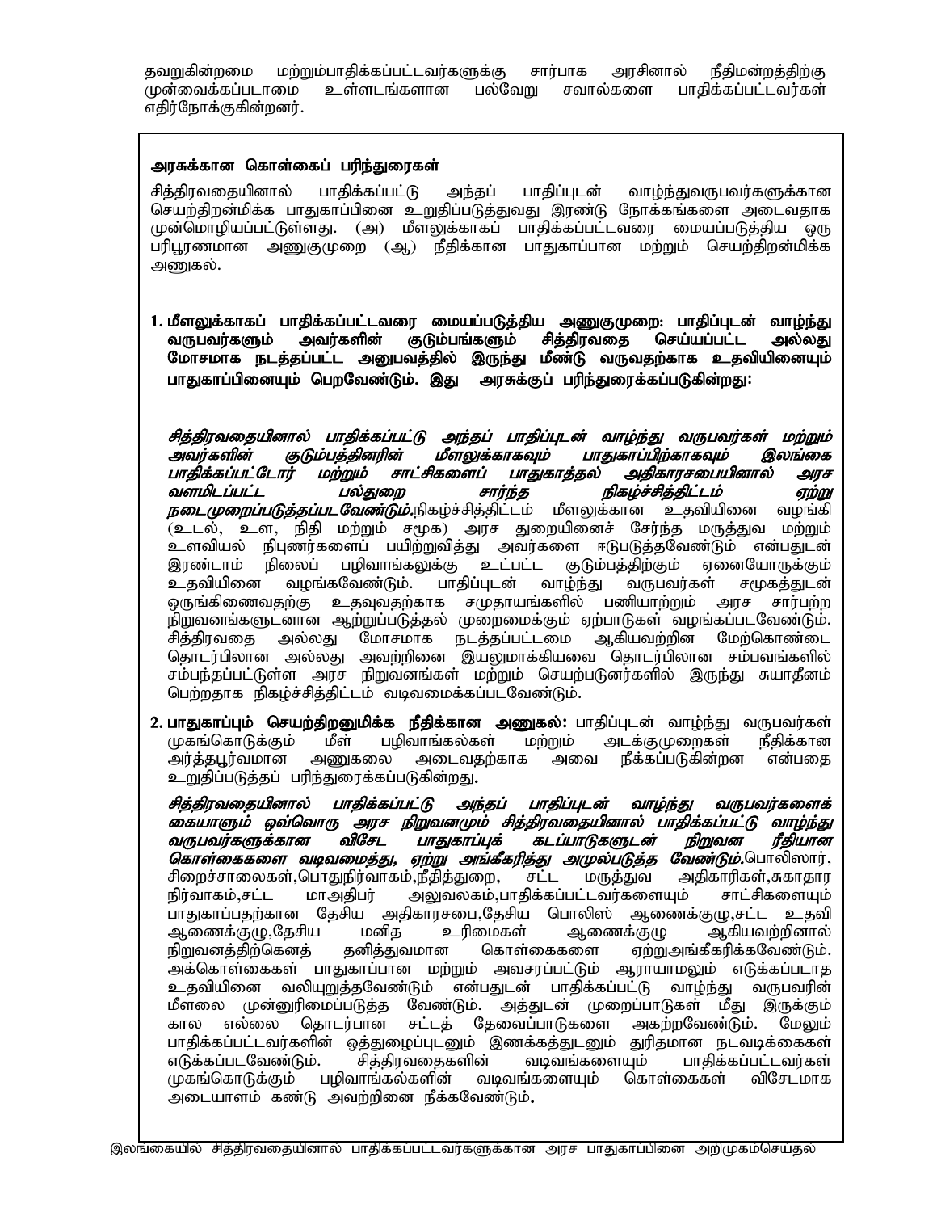தவறுகின்றமை மற்றும்பாதிக்கப்பட்டவர்களுக்கு சார்பாக அரசினால் நீதிமன்றத்திற்கு முன்வைக்கப்படாமை உள்ளடங்களான பல்வேறு சவால்களை பாதிக்கப்பட்டவர்கள் எதிர்நோக்குகின்றனர்.

**அரசுக்கான கொள்கைப் பரிந்துரைகள்**

சித்திரவதையினால் பாதிக்கப்பட்டு அந்தப் பாதிப்புடன் வாழ்ந்துவருபவர்களுக்கான செயற்திறன்மிக்க பாதுகாப்பினை உறுதிப்படுத்துவது இரண்டு நோக்கங்களை அடைவதாக முன்மொழியப்பட்டுள்ளது. (அ) மீளலுக்காகப் பாதிக்கப்பட்டவரை மையப்படுத்திய ஒரு பரிபூரணமான அணுகுமுறை (ஆ) நீதிக்கான பாதுகாப்பான மற்றும் செயற்திறன்மிக்க அணுகல்.

1. **மீளலுக்காகப் பாதிக்கப்பட்டவரை மையப்படுத்திய அணுகுமுறை: பாதிப்புடன் வாழ்ந்து வருபவர்களும் அவர்களின் குடும்பங்களும் சித்திரவதை செய்யப்பட்ட அல்லது மோசமாக நடத்தப்பட்ட அனுபவத்தில் இருந்து மீண்டு வருவதற்காக உதவியினையும் பாதுகாப்பினையும் பெறவேண்டும். இது அரசுக்குப் பரிந்துரைக்கப்படுகின்றது:**

   ***சித்திரவதையினால் பாதிக்கப்பட்டு அந்தப் பாதிப்புடன் வாழ்ந்து வருபவர்கள் மற்றும் அவர்களின் குடும்பத்தினரின் மீளலுக்காகவும் பாதுகாப்பிற்காகவும் இலங்கை பாதிக்கப்பட்டோர் மற்றும் சாட்சிகளைப் பாதுகாத்தல் அதிகாரசபையினால் அரச வளமிடப்பட்ட பல்துறை சார்ந்த நிகழ்ச்சித்திட்டம் ஏற்று நடைமுறைப்படுத்தப்படவேண்டும்.*** நிகழ்ச்சித்திட்டம் மீளலுக்கான உதவியினை வழங்கி (உடல், உள, நிதி மற்றும் சமூக) அரச துறையினைச் சேர்ந்த மருத்துவ மற்றும் உளவியல் நிபுணர்களைப் பயிற்றுவித்து அவர்களை ஈடுபடுத்தவேண்டும் என்பதுடன் இரண்டாம் நிலைப் பழிவாங்கலுக்கு உட்பட்ட குடும்பத்திற்கும் ஏனையோருக்கும் உதவியினை வழங்கவேண்டும். பாதிப்புடன் வாழ்ந்து வருபவர்கள் சமூகத்துடன் ஒருங்கிணைவதற்கு உதவுவதற்காக சமுதாயங்களில் பணியாற்றும் அரச சார்பற்ற நிறுவனங்களுடனான ஆற்றுப்படுத்தல் முறைமைக்கும் ஏற்பாடுகள் வழங்கப்படவேண்டும். சித்திரவதை அல்லது மோசமாக நடத்தப்பட்டமை ஆகியவற்றின மேற்கொண்டை தொடர்பிலான அல்லது அவற்றினை இயலுமாக்கியவை தொடர்பிலான சம்பவங்களில் சம்பந்தப்பட்டுள்ள அரச நிறுவனங்கள் மற்றும் செயற்படுனர்களில் இருந்து சுயாதீனம் பெற்றதாக நிகழ்ச்சித்திட்டம் வடிவமைக்கப்படவேண்டும்.

2. **பாதுகாப்பும் செயற்திறனுமிக்க நீதிக்கான அணுகல்:** பாதிப்புடன் வாழ்ந்து வருபவர்கள் முகங்கொடுக்கும் மீள் பழிவாங்கல்கள் மற்றும் அடக்குமுறைகள் நீதிக்கான அர்த்தபூர்வமான அணுகலை அடைவதற்காக அவை நீக்கப்படுகின்றன என்பதை உறுதிப்படுத்தப் பரிந்துரைக்கப்படுகின்றது**.**

   ***சித்திரவதையினால் பாதிக்கப்பட்டு அந்தப் பாதிப்புடன் வாழ்ந்து வருபவர்களைக் கையாளும் ஒவ்வொரு அரச நிறுவனமும் சித்திரவதையினால் பாதிக்கப்பட்டு வாழ்ந்து வருபவர்களுக்கான விசேட பாதுகாப்புக் கடப்பாடுகளுடன் நிறுவன ரீதியான கொள்கைகளை வடிவமைத்து, ஏற்று அங்கீகரித்து அமுல்படுத்த வேண்டும்.*** பொலிஸார், சிறைச்சாலைகள்,பொதுநிர்வாகம்,நீதித்துறை, சட்ட மருத்துவ அதிகாரிகள்,சுகாதார நிர்வாகம்,சட்ட மாஅதிபர் அலுவலகம்,பாதிக்கப்பட்டவர்களையும் சாட்சிகளையும் பாதுகாப்பதற்கான தேசிய அதிகாரசபை,தேசிய பொலிஸ் ஆணைக்குழு,சட்ட உதவி ஆணைக்குழு,தேசிய மனித உரிமைகள் ஆணைக்குழு ஆகியவற்றினால் நிறுவனத்திற்கெனத் தனித்துவமான கொள்கைகளை ஏற்றுஅங்கீகரிக்கவேண்டும். அக்கொள்கைகள் பாதுகாப்பான மற்றும் அவசரப்பட்டும் ஆராயாமலும் எடுக்கப்படாத உதவியினை வலியுறுத்தவேண்டும் என்பதுடன் பாதிக்கப்பட்டு வாழ்ந்து வருபவரின் மீளலை முன்னுரிமைப்படுத்த வேண்டும். அத்துடன் முறைப்பாடுகள் மீது இருக்கும் கால எல்லை தொடர்பான சட்டத் தேவைப்பாடுகளை அகற்றவேண்டும். மேலும் பாதிக்கப்பட்டவர்களின் ஒத்துழைப்புடனும் இணக்கத்துடனும் துரிதமான நடவடிக்கைகள் எடுக்கப்படவேண்டும். சித்திரவதைகளின் வடிவங்களையும் பாதிக்கப்பட்டவர்கள் முகங்கொடுக்கும் பழிவாங்கல்களின் வடிவங்களையும் கொள்கைகள் விசேடமாக அடையாளம் கண்டு அவற்றினை நீக்கவேண்டும்**.**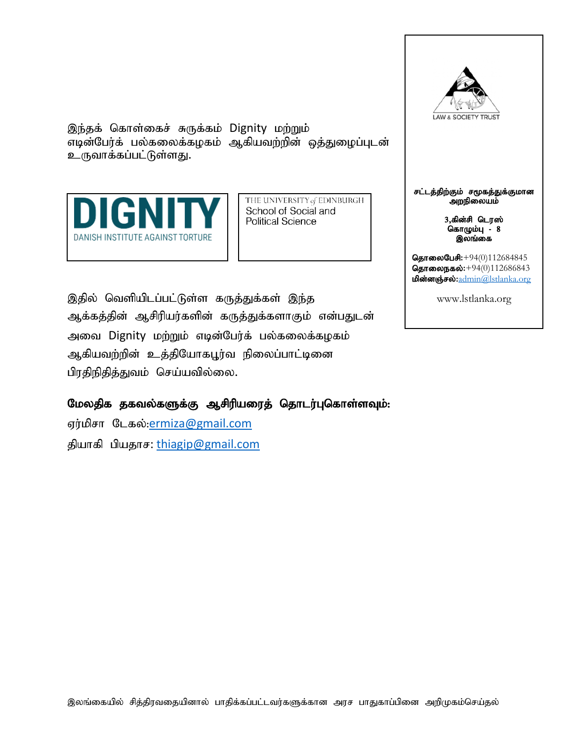இந்தக் கொள்கைச் சுருக்கம் Dignity மற்றும் எடின்பேர்க் பல்கலைக்கழகம் ஆகியவற்றின் ஒத்துழைப்புடன் உருவாக்கப்பட்டுள்ளது.

DIGNITY
DANISH INSTITUTE AGAINST TORTURE

THE UNIVERSITY of EDINBURGH
School of Social and Political Science

இதில் வெளியிடப்பட்டுள்ள கருத்துக்கள் இந்த ஆக்கத்தின் ஆசிரியர்களின் கருத்துக்களாகும் என்பதுடன் அவை Dignity மற்றும் எடின்பேர்க் பல்கலைக்கழகம் ஆகியவற்றின் உத்தியோகபூர்வ நிலைப்பாட்டினை பிரதிநிதித்துவம் செய்யவில்லை.

**மேலதிக தகவல்களுக்கு ஆசிரியரைத் தொடர்புகொள்ளவும்:**

ஏர்மிசா டேகல்:ermiza@gmail.com

தியாகி பியதாச: thiagip@gmail.com

LAW & SOCIETY TRUST

**சட்டத்திற்கும் சமூகத்துக்குமான அறநிலையம்**

**3,கின்சி டெரஸ்**
**கொழும்பு - 8**
**இலங்கை**

**தொலைபேசி:**+94(0)112684845
**தொலைநகல்:**+94(0)112686843
**மின்னஞ்சல்:**admin@lstlanka.org

www.lstlanka.org